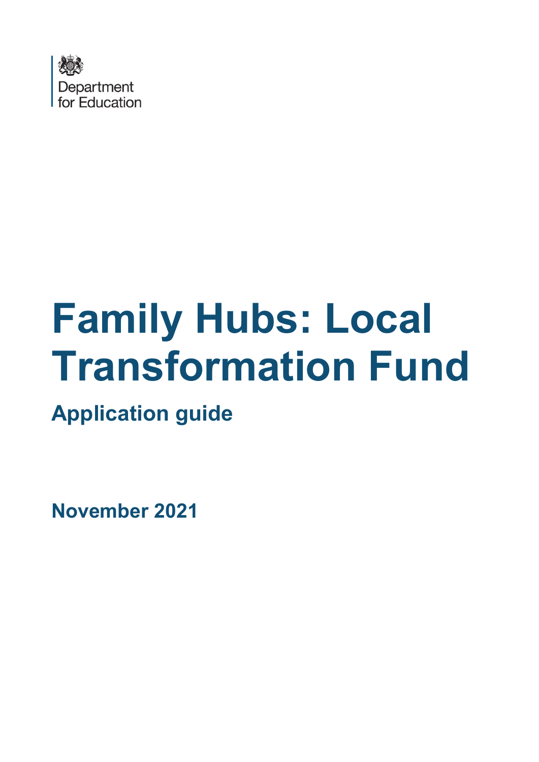Department for Education

# Family Hubs: Local Transformation Fund

## Application guide

**November 2021**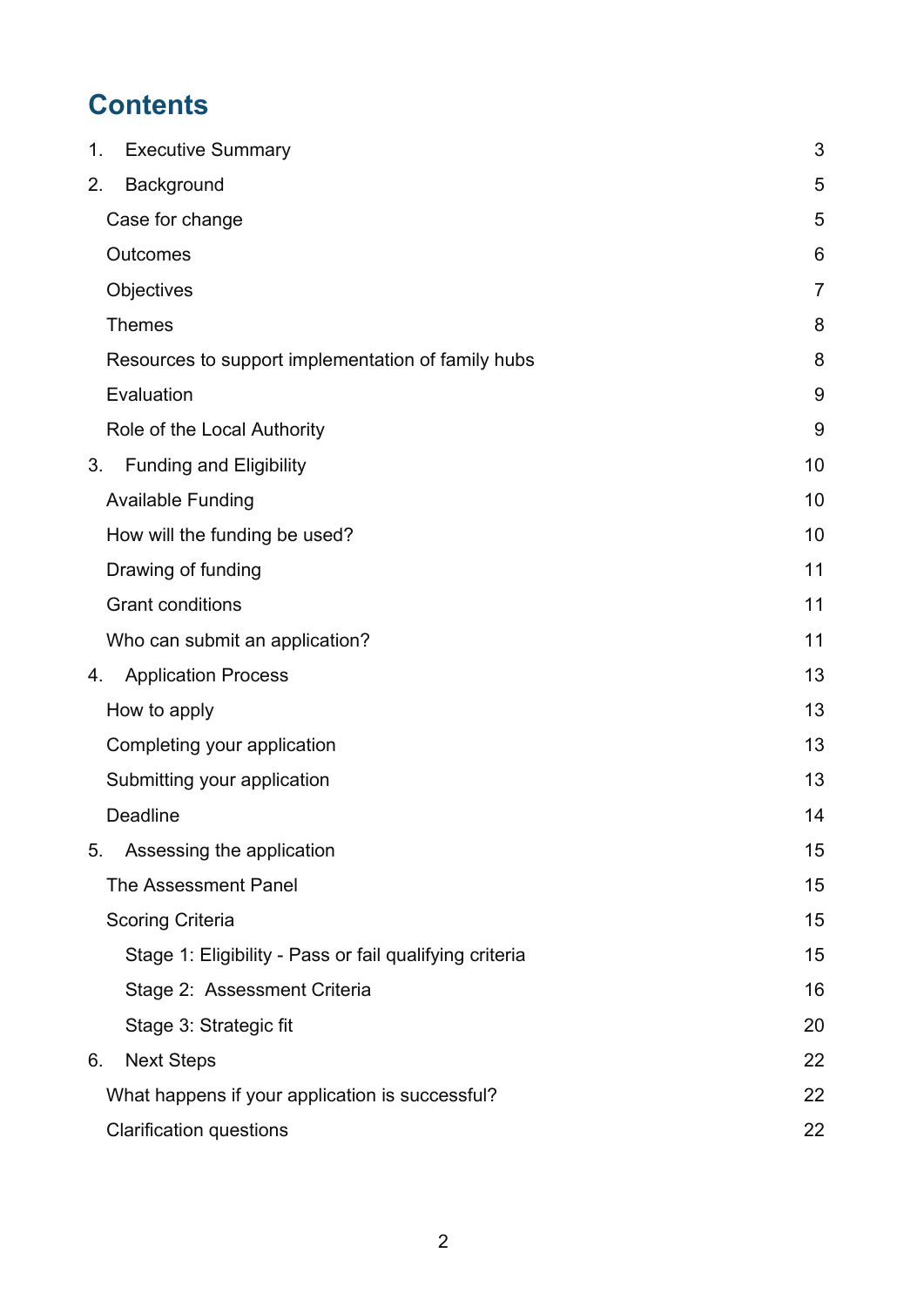# Contents

| | |
|---|---|
| 1. Executive Summary | 3 |
| 2. Background | 5 |
| Case for change | 5 |
| Outcomes | 6 |
| Objectives | 7 |
| Themes | 8 |
| Resources to support implementation of family hubs | 8 |
| Evaluation | 9 |
| Role of the Local Authority | 9 |
| 3. Funding and Eligibility | 10 |
| Available Funding | 10 |
| How will the funding be used? | 10 |
| Drawing of funding | 11 |
| Grant conditions | 11 |
| Who can submit an application? | 11 |
| 4. Application Process | 13 |
| How to apply | 13 |
| Completing your application | 13 |
| Submitting your application | 13 |
| Deadline | 14 |
| 5. Assessing the application | 15 |
| The Assessment Panel | 15 |
| Scoring Criteria | 15 |
| Stage 1: Eligibility - Pass or fail qualifying criteria | 15 |
| Stage 2: Assessment Criteria | 16 |
| Stage 3: Strategic fit | 20 |
| 6. Next Steps | 22 |
| What happens if your application is successful? | 22 |
| Clarification questions | 22 |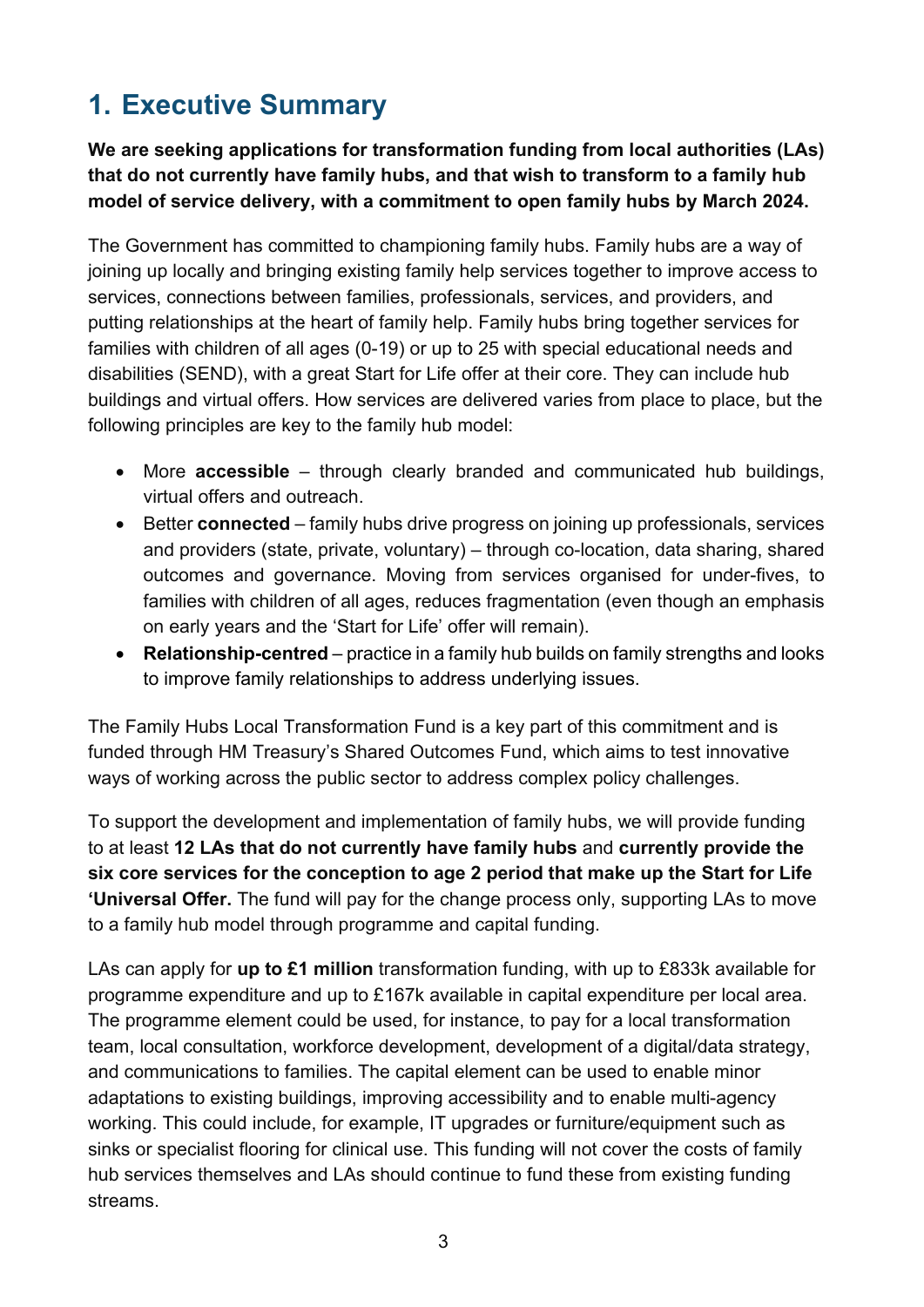# 1. Executive Summary

**We are seeking applications for transformation funding from local authorities (LAs) that do not currently have family hubs, and that wish to transform to a family hub model of service delivery, with a commitment to open family hubs by March 2024.**

The Government has committed to championing family hubs. Family hubs are a way of joining up locally and bringing existing family help services together to improve access to services, connections between families, professionals, services, and providers, and putting relationships at the heart of family help. Family hubs bring together services for families with children of all ages (0-19) or up to 25 with special educational needs and disabilities (SEND), with a great Start for Life offer at their core. They can include hub buildings and virtual offers. How services are delivered varies from place to place, but the following principles are key to the family hub model:

- More **accessible** – through clearly branded and communicated hub buildings, virtual offers and outreach.
- Better **connected** – family hubs drive progress on joining up professionals, services and providers (state, private, voluntary) – through co-location, data sharing, shared outcomes and governance. Moving from services organised for under-fives, to families with children of all ages, reduces fragmentation (even though an emphasis on early years and the 'Start for Life' offer will remain).
- **Relationship-centred** – practice in a family hub builds on family strengths and looks to improve family relationships to address underlying issues.

The Family Hubs Local Transformation Fund is a key part of this commitment and is funded through HM Treasury's Shared Outcomes Fund, which aims to test innovative ways of working across the public sector to address complex policy challenges.

To support the development and implementation of family hubs, we will provide funding to at least **12 LAs that do not currently have family hubs** and **currently provide the six core services for the conception to age 2 period that make up the Start for Life 'Universal Offer.** The fund will pay for the change process only, supporting LAs to move to a family hub model through programme and capital funding.

LAs can apply for **up to £1 million** transformation funding, with up to £833k available for programme expenditure and up to £167k available in capital expenditure per local area. The programme element could be used, for instance, to pay for a local transformation team, local consultation, workforce development, development of a digital/data strategy, and communications to families. The capital element can be used to enable minor adaptations to existing buildings, improving accessibility and to enable multi-agency working. This could include, for example, IT upgrades or furniture/equipment such as sinks or specialist flooring for clinical use. This funding will not cover the costs of family hub services themselves and LAs should continue to fund these from existing funding streams.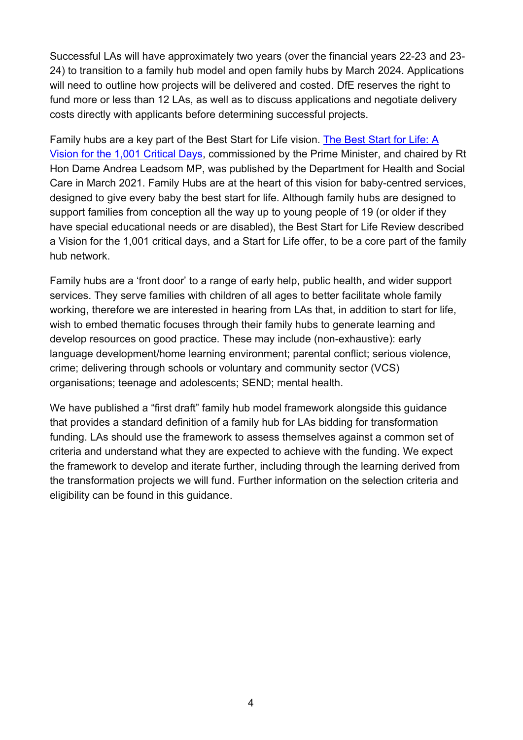Successful LAs will have approximately two years (over the financial years 22-23 and 23-24) to transition to a family hub model and open family hubs by March 2024. Applications will need to outline how projects will be delivered and costed. DfE reserves the right to fund more or less than 12 LAs, as well as to discuss applications and negotiate delivery costs directly with applicants before determining successful projects.

Family hubs are a key part of the Best Start for Life vision. [The Best Start for Life: A Vision for the 1,001 Critical Days](), commissioned by the Prime Minister, and chaired by Rt Hon Dame Andrea Leadsom MP, was published by the Department for Health and Social Care in March 2021. Family Hubs are at the heart of this vision for baby-centred services, designed to give every baby the best start for life. Although family hubs are designed to support families from conception all the way up to young people of 19 (or older if they have special educational needs or are disabled), the Best Start for Life Review described a Vision for the 1,001 critical days, and a Start for Life offer, to be a core part of the family hub network.

Family hubs are a 'front door' to a range of early help, public health, and wider support services. They serve families with children of all ages to better facilitate whole family working, therefore we are interested in hearing from LAs that, in addition to start for life, wish to embed thematic focuses through their family hubs to generate learning and develop resources on good practice. These may include (non-exhaustive): early language development/home learning environment; parental conflict; serious violence, crime; delivering through schools or voluntary and community sector (VCS) organisations; teenage and adolescents; SEND; mental health.

We have published a "first draft" family hub model framework alongside this guidance that provides a standard definition of a family hub for LAs bidding for transformation funding. LAs should use the framework to assess themselves against a common set of criteria and understand what they are expected to achieve with the funding. We expect the framework to develop and iterate further, including through the learning derived from the transformation projects we will fund. Further information on the selection criteria and eligibility can be found in this guidance.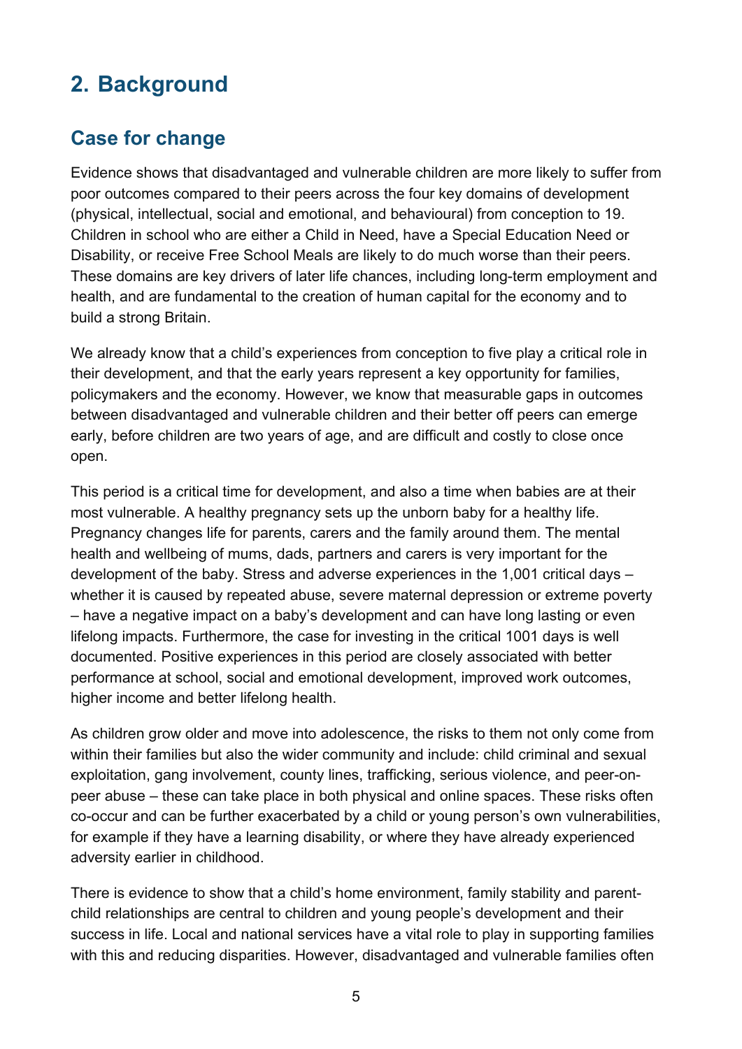## 2. Background

### Case for change

Evidence shows that disadvantaged and vulnerable children are more likely to suffer from poor outcomes compared to their peers across the four key domains of development (physical, intellectual, social and emotional, and behavioural) from conception to 19. Children in school who are either a Child in Need, have a Special Education Need or Disability, or receive Free School Meals are likely to do much worse than their peers. These domains are key drivers of later life chances, including long-term employment and health, and are fundamental to the creation of human capital for the economy and to build a strong Britain.

We already know that a child's experiences from conception to five play a critical role in their development, and that the early years represent a key opportunity for families, policymakers and the economy. However, we know that measurable gaps in outcomes between disadvantaged and vulnerable children and their better off peers can emerge early, before children are two years of age, and are difficult and costly to close once open.

This period is a critical time for development, and also a time when babies are at their most vulnerable. A healthy pregnancy sets up the unborn baby for a healthy life. Pregnancy changes life for parents, carers and the family around them. The mental health and wellbeing of mums, dads, partners and carers is very important for the development of the baby. Stress and adverse experiences in the 1,001 critical days – whether it is caused by repeated abuse, severe maternal depression or extreme poverty – have a negative impact on a baby's development and can have long lasting or even lifelong impacts. Furthermore, the case for investing in the critical 1001 days is well documented. Positive experiences in this period are closely associated with better performance at school, social and emotional development, improved work outcomes, higher income and better lifelong health.

As children grow older and move into adolescence, the risks to them not only come from within their families but also the wider community and include: child criminal and sexual exploitation, gang involvement, county lines, trafficking, serious violence, and peer-on-peer abuse – these can take place in both physical and online spaces. These risks often co-occur and can be further exacerbated by a child or young person's own vulnerabilities, for example if they have a learning disability, or where they have already experienced adversity earlier in childhood.

There is evidence to show that a child's home environment, family stability and parent-child relationships are central to children and young people's development and their success in life. Local and national services have a vital role to play in supporting families with this and reducing disparities. However, disadvantaged and vulnerable families often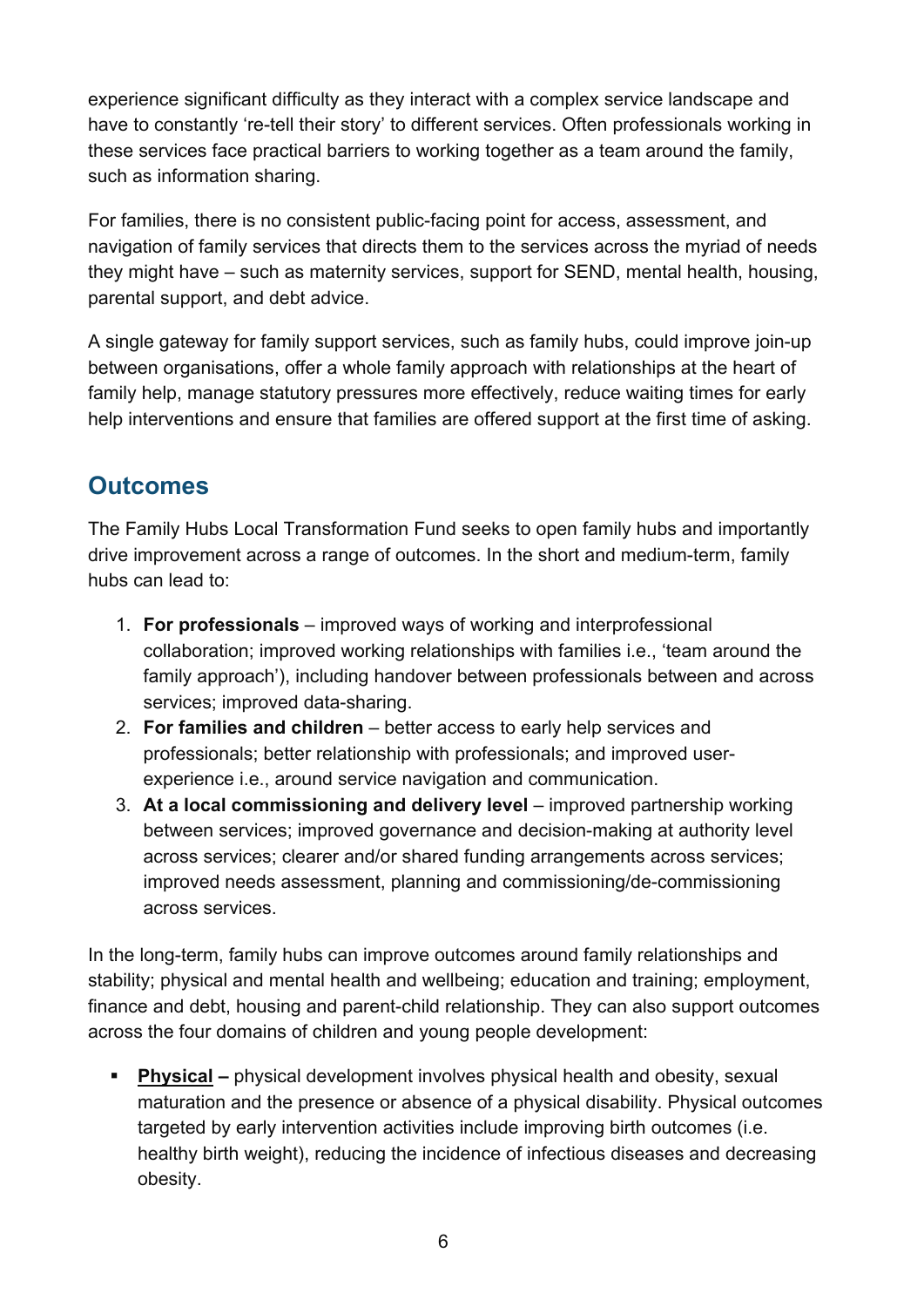experience significant difficulty as they interact with a complex service landscape and have to constantly 're-tell their story' to different services. Often professionals working in these services face practical barriers to working together as a team around the family, such as information sharing.

For families, there is no consistent public-facing point for access, assessment, and navigation of family services that directs them to the services across the myriad of needs they might have – such as maternity services, support for SEND, mental health, housing, parental support, and debt advice.

A single gateway for family support services, such as family hubs, could improve join-up between organisations, offer a whole family approach with relationships at the heart of family help, manage statutory pressures more effectively, reduce waiting times for early help interventions and ensure that families are offered support at the first time of asking.

## Outcomes

The Family Hubs Local Transformation Fund seeks to open family hubs and importantly drive improvement across a range of outcomes. In the short and medium-term, family hubs can lead to:

1. **For professionals** – improved ways of working and interprofessional collaboration; improved working relationships with families i.e., 'team around the family approach'), including handover between professionals between and across services; improved data-sharing.
2. **For families and children** – better access to early help services and professionals; better relationship with professionals; and improved user-experience i.e., around service navigation and communication.
3. **At a local commissioning and delivery level** – improved partnership working between services; improved governance and decision-making at authority level across services; clearer and/or shared funding arrangements across services; improved needs assessment, planning and commissioning/de-commissioning across services.

In the long-term, family hubs can improve outcomes around family relationships and stability; physical and mental health and wellbeing; education and training; employment, finance and debt, housing and parent-child relationship. They can also support outcomes across the four domains of children and young people development:

- **Physical –** physical development involves physical health and obesity, sexual maturation and the presence or absence of a physical disability. Physical outcomes targeted by early intervention activities include improving birth outcomes (i.e. healthy birth weight), reducing the incidence of infectious diseases and decreasing obesity.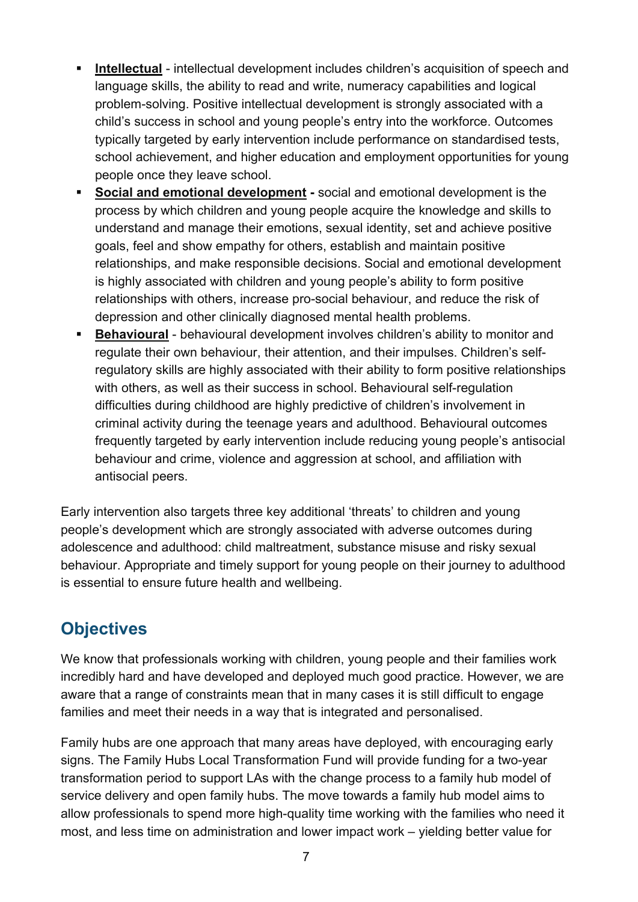- **Intellectual** - intellectual development includes children's acquisition of speech and language skills, the ability to read and write, numeracy capabilities and logical problem-solving. Positive intellectual development is strongly associated with a child's success in school and young people's entry into the workforce. Outcomes typically targeted by early intervention include performance on standardised tests, school achievement, and higher education and employment opportunities for young people once they leave school.
- **Social and emotional development -** social and emotional development is the process by which children and young people acquire the knowledge and skills to understand and manage their emotions, sexual identity, set and achieve positive goals, feel and show empathy for others, establish and maintain positive relationships, and make responsible decisions. Social and emotional development is highly associated with children and young people's ability to form positive relationships with others, increase pro-social behaviour, and reduce the risk of depression and other clinically diagnosed mental health problems.
- **Behavioural** - behavioural development involves children's ability to monitor and regulate their own behaviour, their attention, and their impulses. Children's self-regulatory skills are highly associated with their ability to form positive relationships with others, as well as their success in school. Behavioural self-regulation difficulties during childhood are highly predictive of children's involvement in criminal activity during the teenage years and adulthood. Behavioural outcomes frequently targeted by early intervention include reducing young people's antisocial behaviour and crime, violence and aggression at school, and affiliation with antisocial peers.

Early intervention also targets three key additional 'threats' to children and young people's development which are strongly associated with adverse outcomes during adolescence and adulthood: child maltreatment, substance misuse and risky sexual behaviour. Appropriate and timely support for young people on their journey to adulthood is essential to ensure future health and wellbeing.

## Objectives

We know that professionals working with children, young people and their families work incredibly hard and have developed and deployed much good practice. However, we are aware that a range of constraints mean that in many cases it is still difficult to engage families and meet their needs in a way that is integrated and personalised.

Family hubs are one approach that many areas have deployed, with encouraging early signs. The Family Hubs Local Transformation Fund will provide funding for a two-year transformation period to support LAs with the change process to a family hub model of service delivery and open family hubs. The move towards a family hub model aims to allow professionals to spend more high-quality time working with the families who need it most, and less time on administration and lower impact work – yielding better value for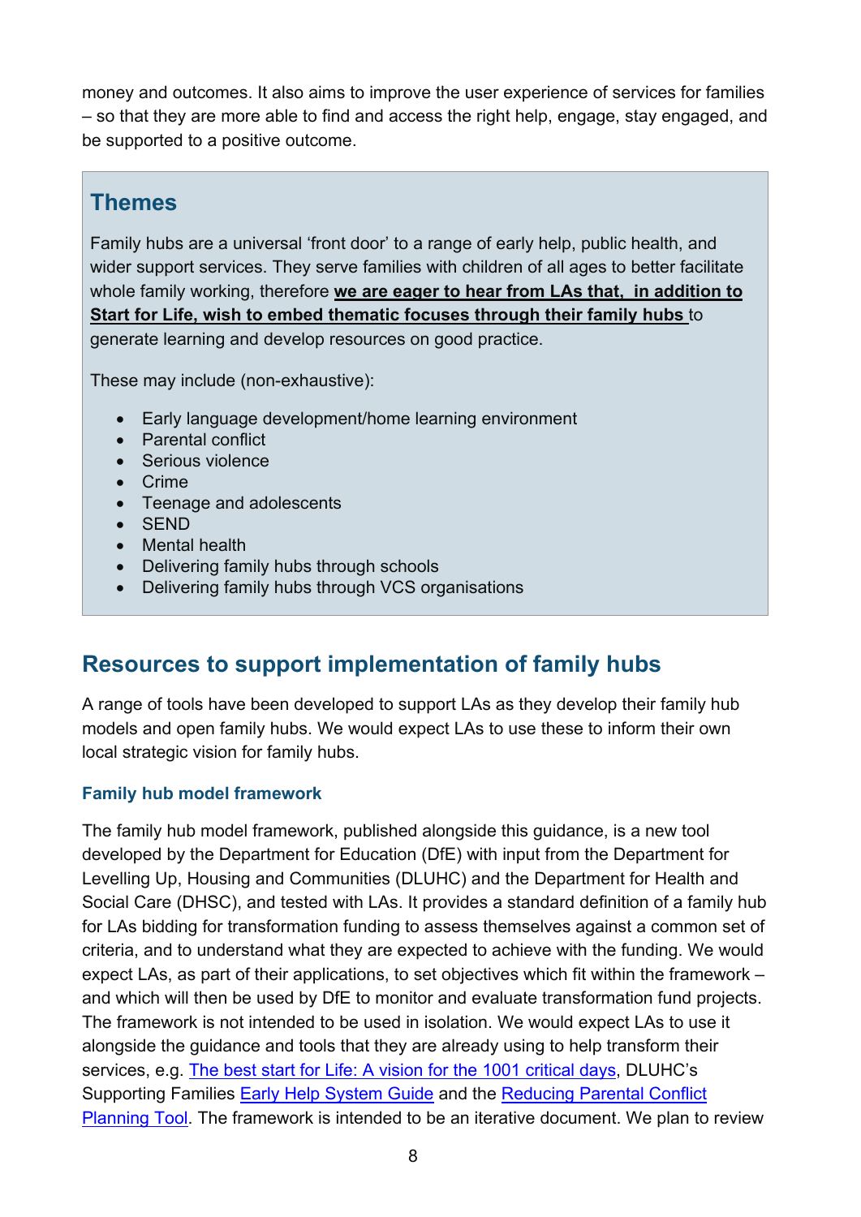money and outcomes. It also aims to improve the user experience of services for families – so that they are more able to find and access the right help, engage, stay engaged, and be supported to a positive outcome.

## Themes

Family hubs are a universal 'front door' to a range of early help, public health, and wider support services. They serve families with children of all ages to better facilitate whole family working, therefore **we are eager to hear from LAs that, in addition to Start for Life, wish to embed thematic focuses through their family hubs** to generate learning and develop resources on good practice.

These may include (non-exhaustive):

- Early language development/home learning environment
- Parental conflict
- Serious violence
- Crime
- Teenage and adolescents
- SEND
- Mental health
- Delivering family hubs through schools
- Delivering family hubs through VCS organisations

## Resources to support implementation of family hubs

A range of tools have been developed to support LAs as they develop their family hub models and open family hubs. We would expect LAs to use these to inform their own local strategic vision for family hubs.

### Family hub model framework

The family hub model framework, published alongside this guidance, is a new tool developed by the Department for Education (DfE) with input from the Department for Levelling Up, Housing and Communities (DLUHC) and the Department for Health and Social Care (DHSC), and tested with LAs. It provides a standard definition of a family hub for LAs bidding for transformation funding to assess themselves against a common set of criteria, and to understand what they are expected to achieve with the funding. We would expect LAs, as part of their applications, to set objectives which fit within the framework – and which will then be used by DfE to monitor and evaluate transformation fund projects. The framework is not intended to be used in isolation. We would expect LAs to use it alongside the guidance and tools that they are already using to help transform their services, e.g. The best start for Life: A vision for the 1001 critical days, DLUHC's Supporting Families Early Help System Guide and the Reducing Parental Conflict Planning Tool. The framework is intended to be an iterative document. We plan to review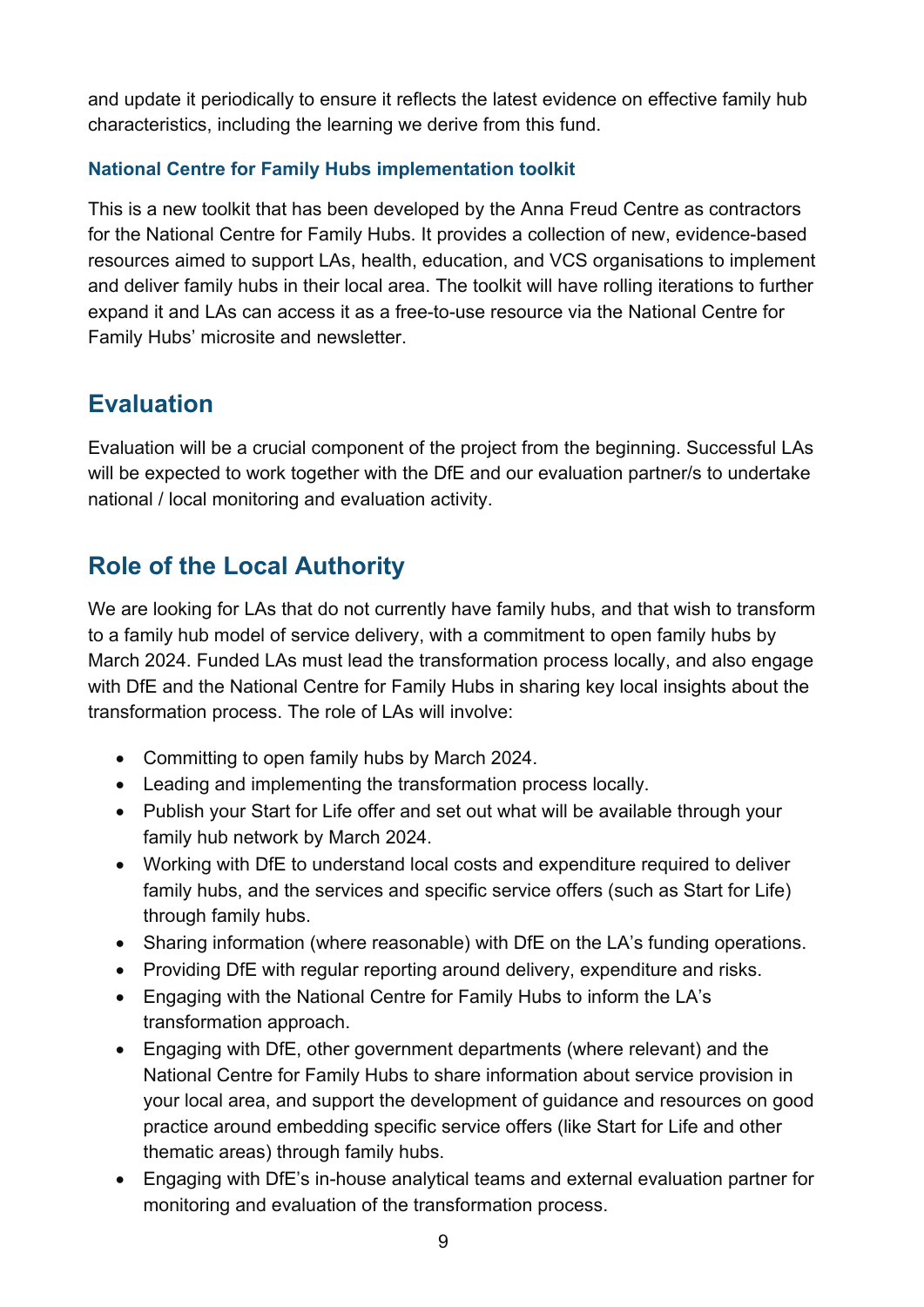and update it periodically to ensure it reflects the latest evidence on effective family hub characteristics, including the learning we derive from this fund.

### National Centre for Family Hubs implementation toolkit

This is a new toolkit that has been developed by the Anna Freud Centre as contractors for the National Centre for Family Hubs. It provides a collection of new, evidence-based resources aimed to support LAs, health, education, and VCS organisations to implement and deliver family hubs in their local area. The toolkit will have rolling iterations to further expand it and LAs can access it as a free-to-use resource via the National Centre for Family Hubs' microsite and newsletter.

## Evaluation

Evaluation will be a crucial component of the project from the beginning. Successful LAs will be expected to work together with the DfE and our evaluation partner/s to undertake national / local monitoring and evaluation activity.

## Role of the Local Authority

We are looking for LAs that do not currently have family hubs, and that wish to transform to a family hub model of service delivery, with a commitment to open family hubs by March 2024. Funded LAs must lead the transformation process locally, and also engage with DfE and the National Centre for Family Hubs in sharing key local insights about the transformation process. The role of LAs will involve:

- Committing to open family hubs by March 2024.
- Leading and implementing the transformation process locally.
- Publish your Start for Life offer and set out what will be available through your family hub network by March 2024.
- Working with DfE to understand local costs and expenditure required to deliver family hubs, and the services and specific service offers (such as Start for Life) through family hubs.
- Sharing information (where reasonable) with DfE on the LA's funding operations.
- Providing DfE with regular reporting around delivery, expenditure and risks.
- Engaging with the National Centre for Family Hubs to inform the LA's transformation approach.
- Engaging with DfE, other government departments (where relevant) and the National Centre for Family Hubs to share information about service provision in your local area, and support the development of guidance and resources on good practice around embedding specific service offers (like Start for Life and other thematic areas) through family hubs.
- Engaging with DfE's in-house analytical teams and external evaluation partner for monitoring and evaluation of the transformation process.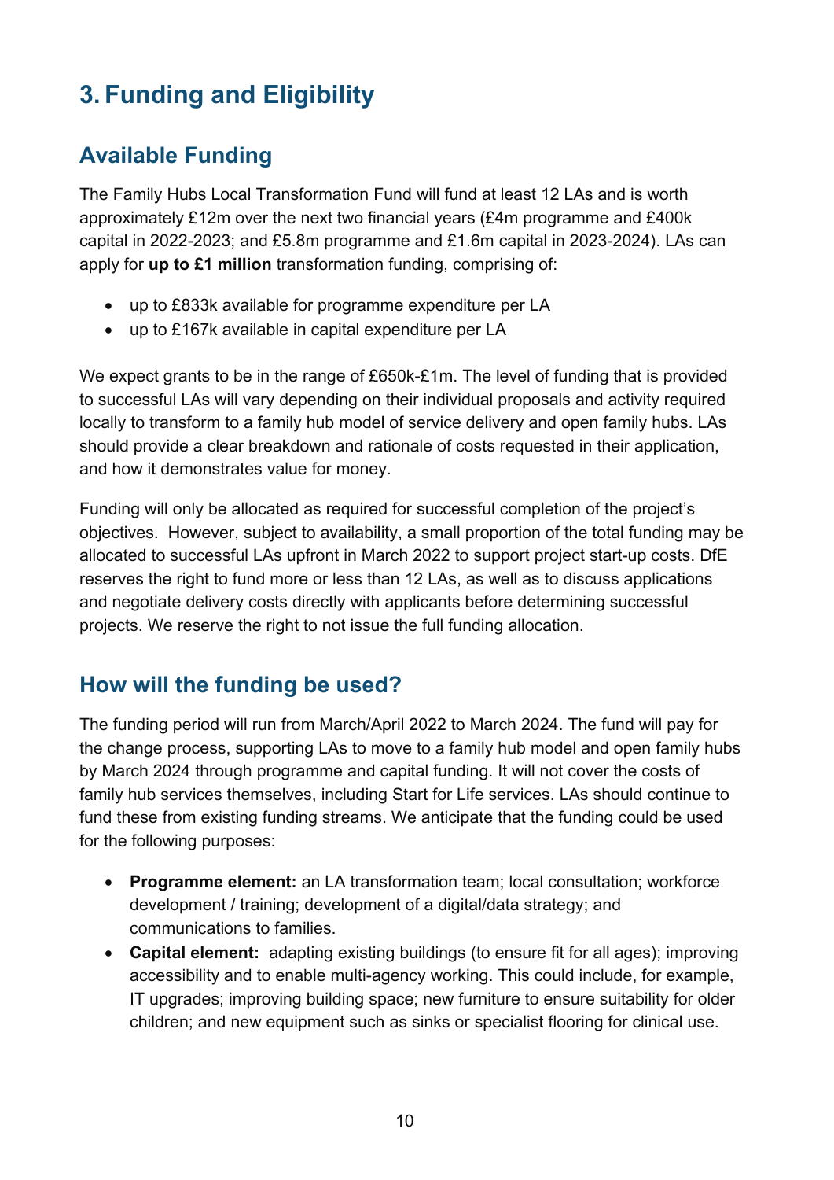# 3. Funding and Eligibility

## Available Funding

The Family Hubs Local Transformation Fund will fund at least 12 LAs and is worth approximately £12m over the next two financial years (£4m programme and £400k capital in 2022-2023; and £5.8m programme and £1.6m capital in 2023-2024). LAs can apply for **up to £1 million** transformation funding, comprising of:

- up to £833k available for programme expenditure per LA
- up to £167k available in capital expenditure per LA

We expect grants to be in the range of £650k-£1m. The level of funding that is provided to successful LAs will vary depending on their individual proposals and activity required locally to transform to a family hub model of service delivery and open family hubs. LAs should provide a clear breakdown and rationale of costs requested in their application, and how it demonstrates value for money.

Funding will only be allocated as required for successful completion of the project's objectives. However, subject to availability, a small proportion of the total funding may be allocated to successful LAs upfront in March 2022 to support project start-up costs. DfE reserves the right to fund more or less than 12 LAs, as well as to discuss applications and negotiate delivery costs directly with applicants before determining successful projects. We reserve the right to not issue the full funding allocation.

## How will the funding be used?

The funding period will run from March/April 2022 to March 2024. The fund will pay for the change process, supporting LAs to move to a family hub model and open family hubs by March 2024 through programme and capital funding. It will not cover the costs of family hub services themselves, including Start for Life services. LAs should continue to fund these from existing funding streams. We anticipate that the funding could be used for the following purposes:

- **Programme element:** an LA transformation team; local consultation; workforce development / training; development of a digital/data strategy; and communications to families.
- **Capital element:** adapting existing buildings (to ensure fit for all ages); improving accessibility and to enable multi-agency working. This could include, for example, IT upgrades; improving building space; new furniture to ensure suitability for older children; and new equipment such as sinks or specialist flooring for clinical use.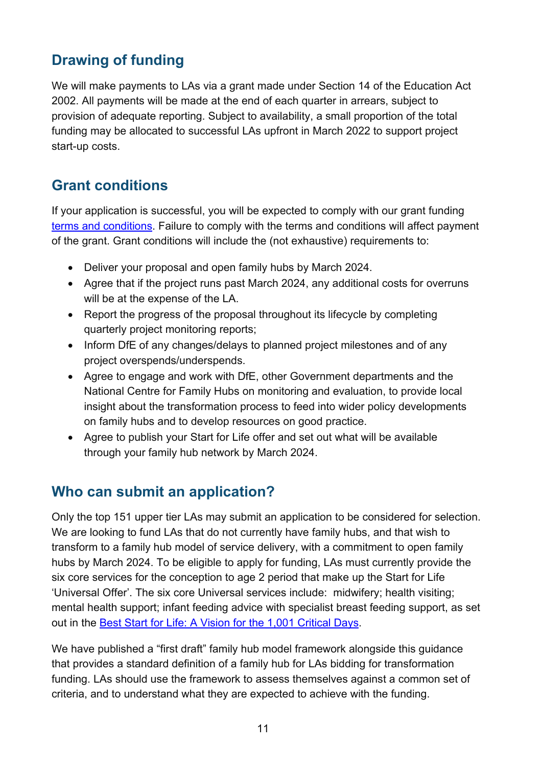## Drawing of funding

We will make payments to LAs via a grant made under Section 14 of the Education Act 2002. All payments will be made at the end of each quarter in arrears, subject to provision of adequate reporting. Subject to availability, a small proportion of the total funding may be allocated to successful LAs upfront in March 2022 to support project start-up costs.

## Grant conditions

If your application is successful, you will be expected to comply with our grant funding terms and conditions. Failure to comply with the terms and conditions will affect payment of the grant. Grant conditions will include the (not exhaustive) requirements to:

- Deliver your proposal and open family hubs by March 2024.
- Agree that if the project runs past March 2024, any additional costs for overruns will be at the expense of the LA.
- Report the progress of the proposal throughout its lifecycle by completing quarterly project monitoring reports;
- Inform DfE of any changes/delays to planned project milestones and of any project overspends/underspends.
- Agree to engage and work with DfE, other Government departments and the National Centre for Family Hubs on monitoring and evaluation, to provide local insight about the transformation process to feed into wider policy developments on family hubs and to develop resources on good practice.
- Agree to publish your Start for Life offer and set out what will be available through your family hub network by March 2024.

## Who can submit an application?

Only the top 151 upper tier LAs may submit an application to be considered for selection. We are looking to fund LAs that do not currently have family hubs, and that wish to transform to a family hub model of service delivery, with a commitment to open family hubs by March 2024. To be eligible to apply for funding, LAs must currently provide the six core services for the conception to age 2 period that make up the Start for Life 'Universal Offer'. The six core Universal services include: midwifery; health visiting; mental health support; infant feeding advice with specialist breast feeding support, as set out in the Best Start for Life: A Vision for the 1,001 Critical Days.

We have published a "first draft" family hub model framework alongside this guidance that provides a standard definition of a family hub for LAs bidding for transformation funding. LAs should use the framework to assess themselves against a common set of criteria, and to understand what they are expected to achieve with the funding.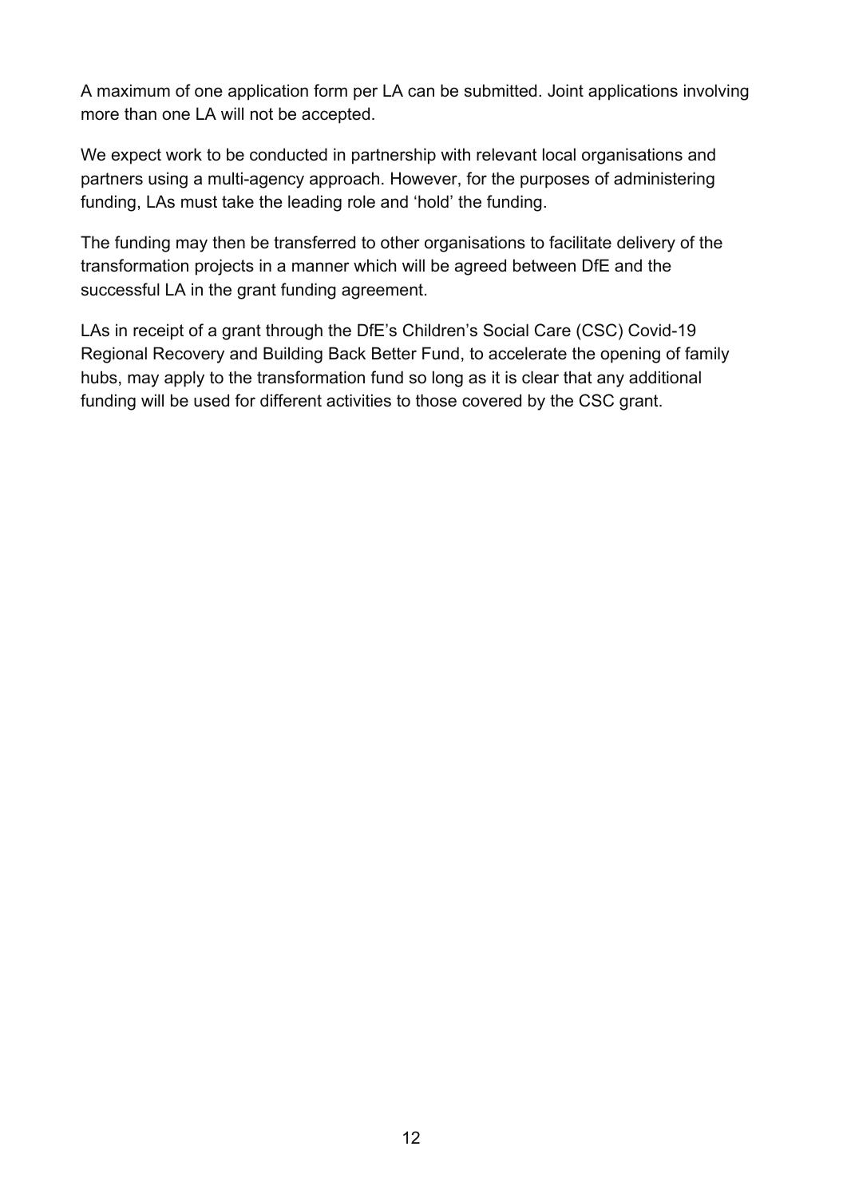A maximum of one application form per LA can be submitted. Joint applications involving more than one LA will not be accepted.

We expect work to be conducted in partnership with relevant local organisations and partners using a multi-agency approach. However, for the purposes of administering funding, LAs must take the leading role and 'hold' the funding.

The funding may then be transferred to other organisations to facilitate delivery of the transformation projects in a manner which will be agreed between DfE and the successful LA in the grant funding agreement.

LAs in receipt of a grant through the DfE's Children's Social Care (CSC) Covid-19 Regional Recovery and Building Back Better Fund, to accelerate the opening of family hubs, may apply to the transformation fund so long as it is clear that any additional funding will be used for different activities to those covered by the CSC grant.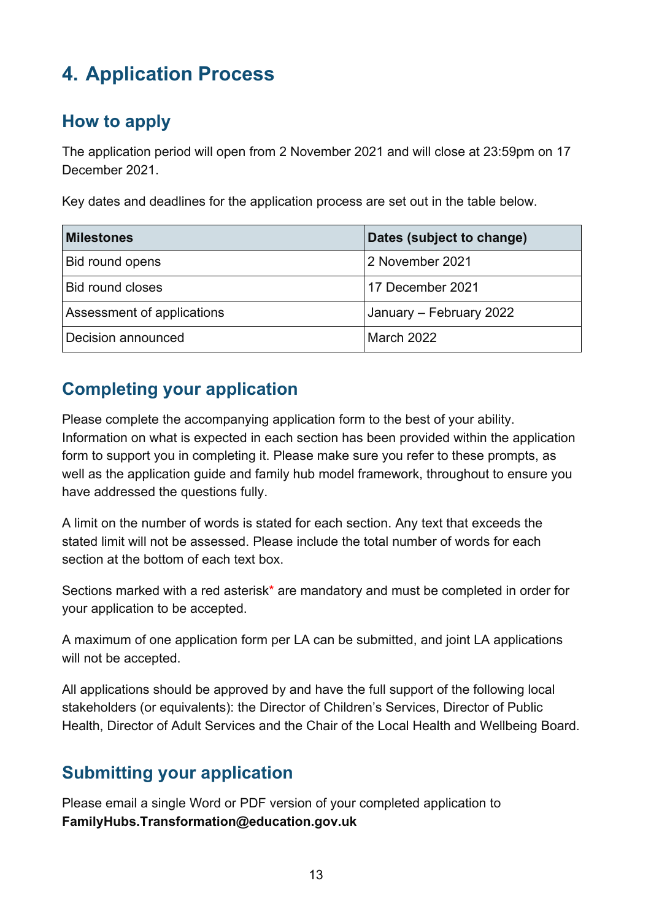# 4. Application Process

## How to apply

The application period will open from 2 November 2021 and will close at 23:59pm on 17 December 2021.

Key dates and deadlines for the application process are set out in the table below.

| Milestones | Dates (subject to change) |
|---|---|
| Bid round opens | 2 November 2021 |
| Bid round closes | 17 December 2021 |
| Assessment of applications | January – February 2022 |
| Decision announced | March 2022 |

## Completing your application

Please complete the accompanying application form to the best of your ability. Information on what is expected in each section has been provided within the application form to support you in completing it. Please make sure you refer to these prompts, as well as the application guide and family hub model framework, throughout to ensure you have addressed the questions fully.

A limit on the number of words is stated for each section. Any text that exceeds the stated limit will not be assessed. Please include the total number of words for each section at the bottom of each text box.

Sections marked with a red asterisk* are mandatory and must be completed in order for your application to be accepted.

A maximum of one application form per LA can be submitted, and joint LA applications will not be accepted.

All applications should be approved by and have the full support of the following local stakeholders (or equivalents): the Director of Children's Services, Director of Public Health, Director of Adult Services and the Chair of the Local Health and Wellbeing Board.

## Submitting your application

Please email a single Word or PDF version of your completed application to **FamilyHubs.Transformation@education.gov.uk**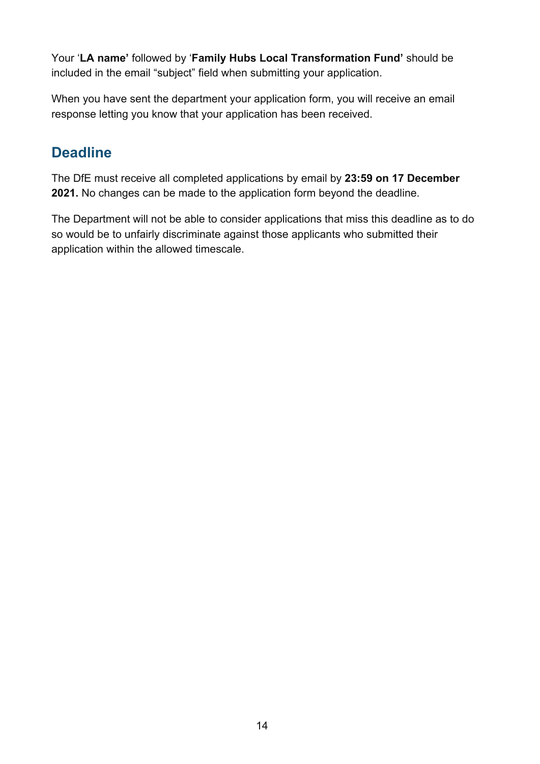Your '**LA name'** followed by '**Family Hubs Local Transformation Fund'** should be included in the email "subject" field when submitting your application.

When you have sent the department your application form, you will receive an email response letting you know that your application has been received.

## Deadline

The DfE must receive all completed applications by email by **23:59 on 17 December 2021.** No changes can be made to the application form beyond the deadline.

The Department will not be able to consider applications that miss this deadline as to do so would be to unfairly discriminate against those applicants who submitted their application within the allowed timescale.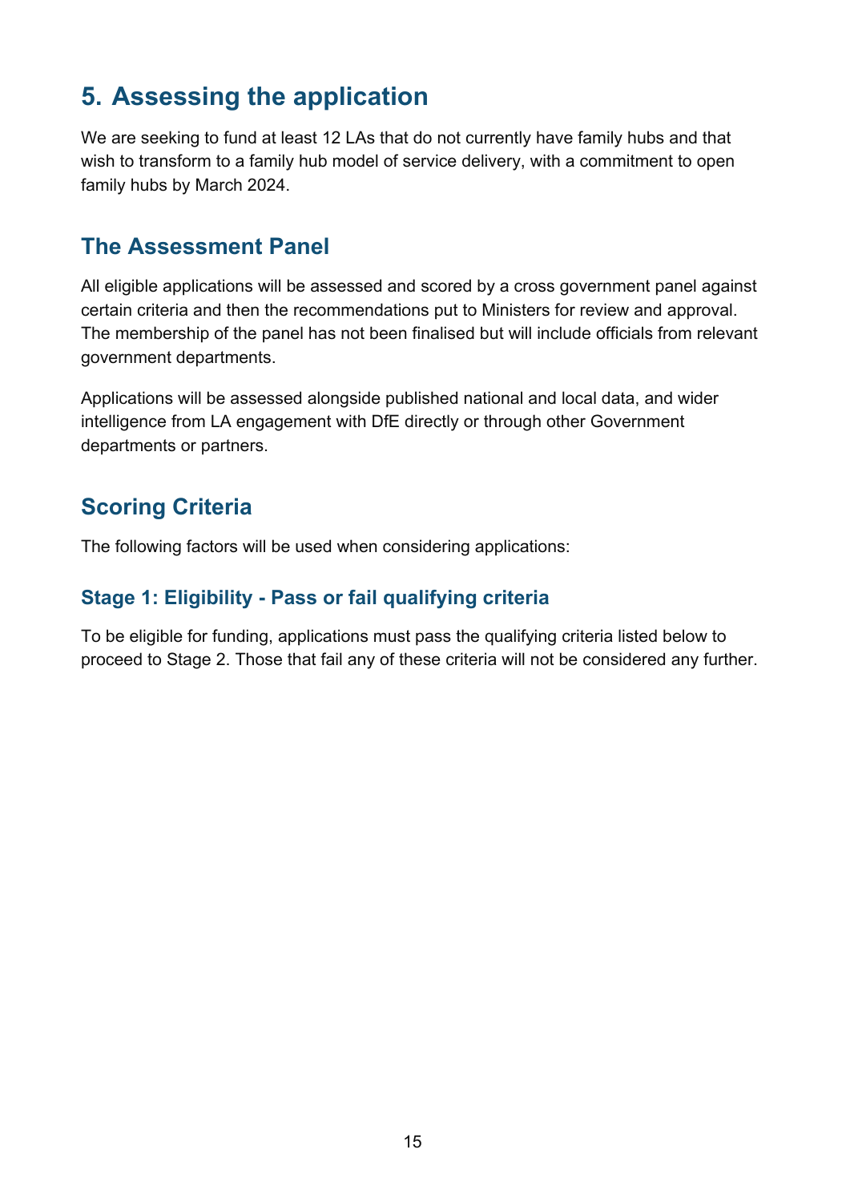# 5. Assessing the application

We are seeking to fund at least 12 LAs that do not currently have family hubs and that wish to transform to a family hub model of service delivery, with a commitment to open family hubs by March 2024.

## The Assessment Panel

All eligible applications will be assessed and scored by a cross government panel against certain criteria and then the recommendations put to Ministers for review and approval. The membership of the panel has not been finalised but will include officials from relevant government departments.

Applications will be assessed alongside published national and local data, and wider intelligence from LA engagement with DfE directly or through other Government departments or partners.

## Scoring Criteria

The following factors will be used when considering applications:

### Stage 1: Eligibility - Pass or fail qualifying criteria

To be eligible for funding, applications must pass the qualifying criteria listed below to proceed to Stage 2. Those that fail any of these criteria will not be considered any further.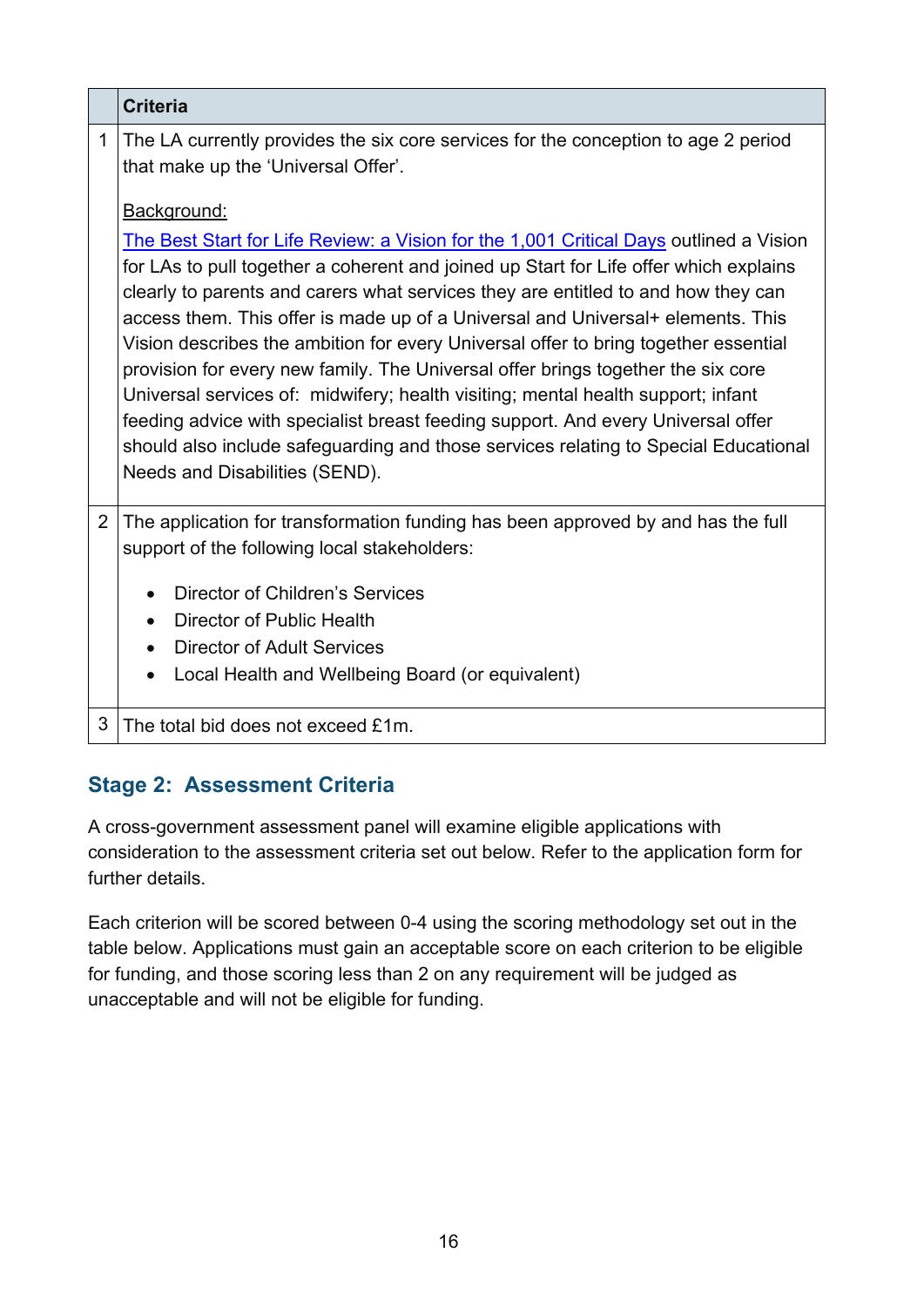| | Criteria |
|---|---|
| 1 | The LA currently provides the six core services for the conception to age 2 period that make up the 'Universal Offer'.<br><br><u>Background:</u><br>[The Best Start for Life Review: a Vision for the 1,001 Critical Days] outlined a Vision for LAs to pull together a coherent and joined up Start for Life offer which explains clearly to parents and carers what services they are entitled to and how they can access them. This offer is made up of a Universal and Universal+ elements. This Vision describes the ambition for every Universal offer to bring together essential provision for every new family. The Universal offer brings together the six core Universal services of: midwifery; health visiting; mental health support; infant feeding advice with specialist breast feeding support. And every Universal offer should also include safeguarding and those services relating to Special Educational Needs and Disabilities (SEND). |
| 2 | The application for transformation funding has been approved by and has the full support of the following local stakeholders:<br><br>• Director of Children's Services<br>• Director of Public Health<br>• Director of Adult Services<br>• Local Health and Wellbeing Board (or equivalent) |
| 3 | The total bid does not exceed £1m. |

## Stage 2: Assessment Criteria

A cross-government assessment panel will examine eligible applications with consideration to the assessment criteria set out below. Refer to the application form for further details.

Each criterion will be scored between 0-4 using the scoring methodology set out in the table below. Applications must gain an acceptable score on each criterion to be eligible for funding, and those scoring less than 2 on any requirement will be judged as unacceptable and will not be eligible for funding.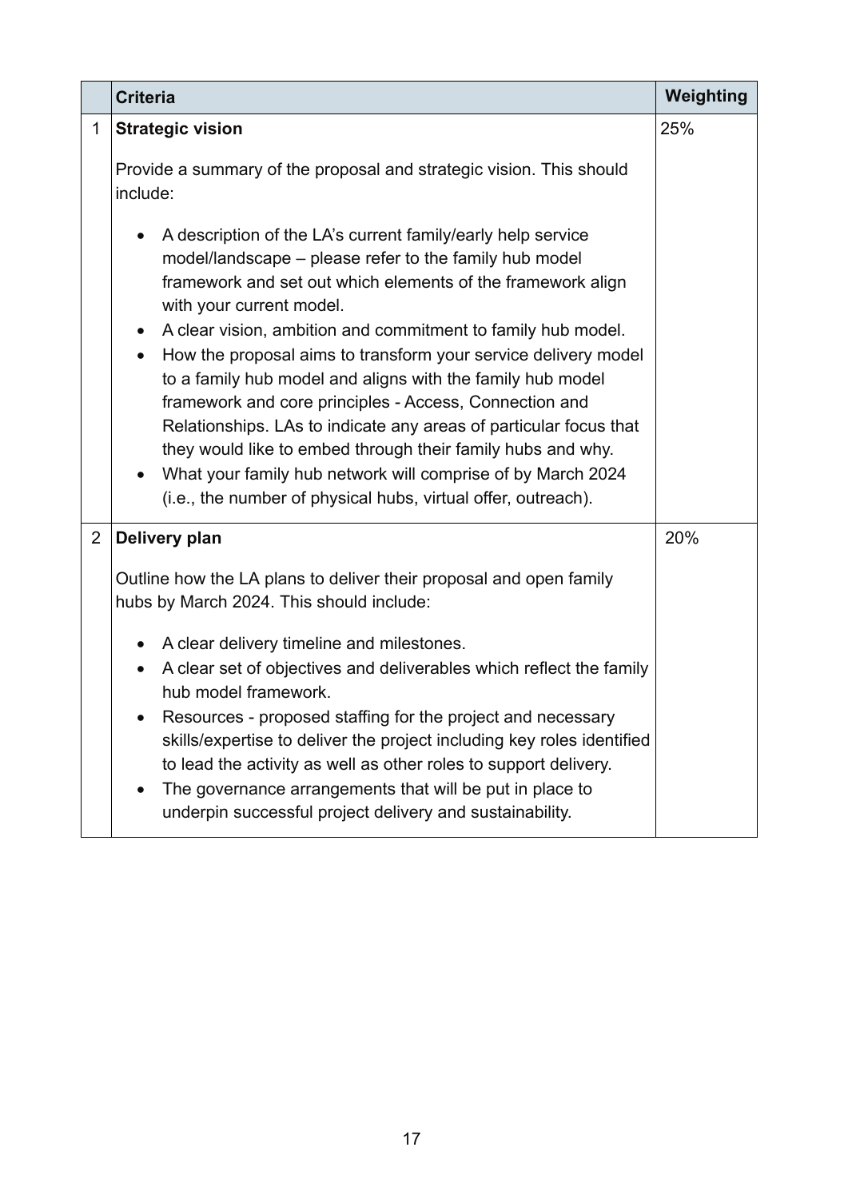| | Criteria | Weighting |
|---|---|---|
| 1 | **Strategic vision**<br><br>Provide a summary of the proposal and strategic vision. This should include:<br><br>• A description of the LA's current family/early help service model/landscape – please refer to the family hub model framework and set out which elements of the framework align with your current model.<br>• A clear vision, ambition and commitment to family hub model.<br>• How the proposal aims to transform your service delivery model to a family hub model and aligns with the family hub model framework and core principles - Access, Connection and Relationships. LAs to indicate any areas of particular focus that they would like to embed through their family hubs and why.<br>• What your family hub network will comprise of by March 2024 (i.e., the number of physical hubs, virtual offer, outreach). | 25% |
| 2 | **Delivery plan**<br><br>Outline how the LA plans to deliver their proposal and open family hubs by March 2024. This should include:<br><br>• A clear delivery timeline and milestones.<br>• A clear set of objectives and deliverables which reflect the family hub model framework.<br>• Resources - proposed staffing for the project and necessary skills/expertise to deliver the project including key roles identified to lead the activity as well as other roles to support delivery.<br>• The governance arrangements that will be put in place to underpin successful project delivery and sustainability. | 20% |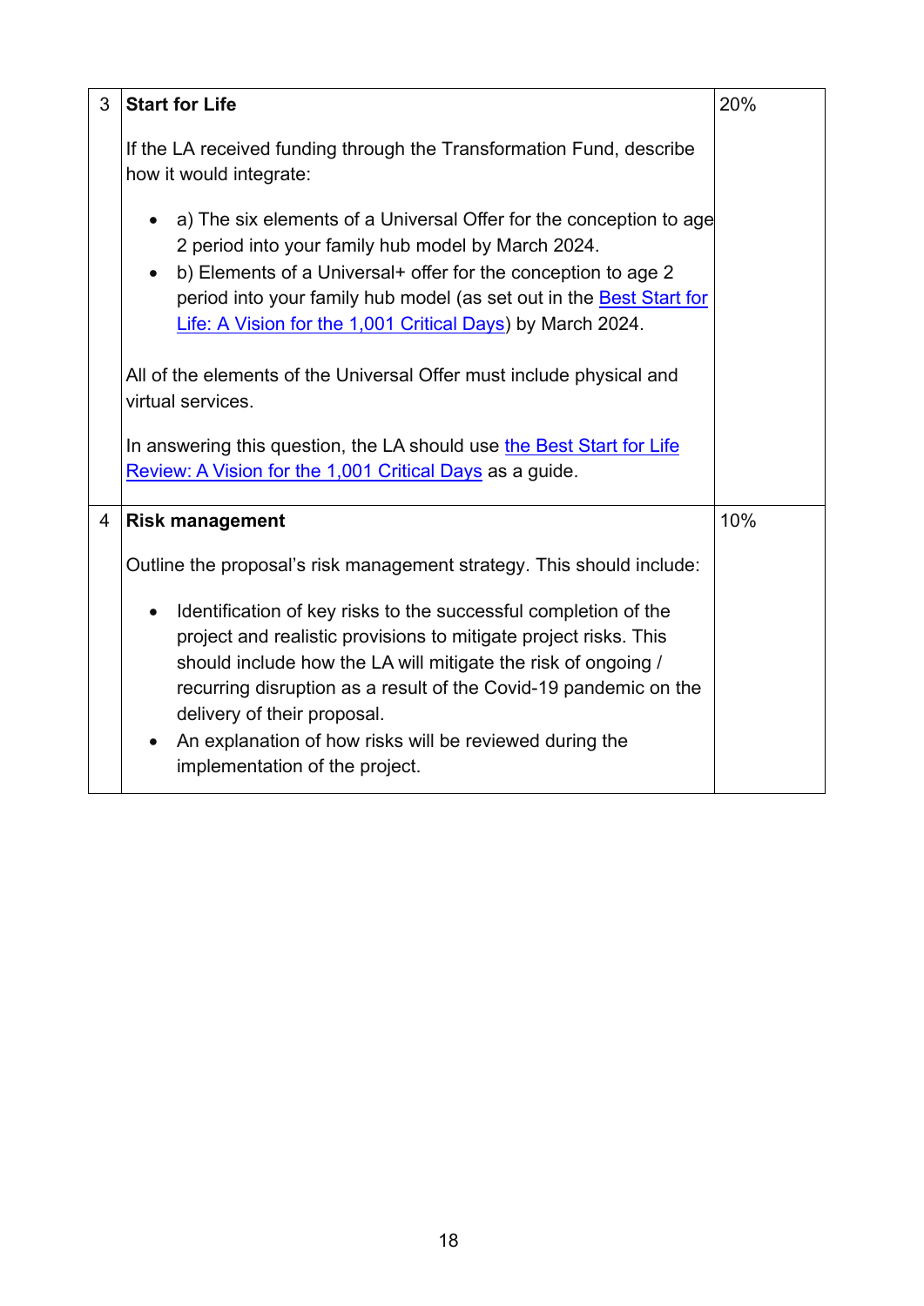| 3 | **Start for Life**<br><br>If the LA received funding through the Transformation Fund, describe how it would integrate:<br><br>• a) The six elements of a Universal Offer for the conception to age 2 period into your family hub model by March 2024.<br>• b) Elements of a Universal+ offer for the conception to age 2 period into your family hub model (as set out in the Best Start for Life: A Vision for the 1,001 Critical Days) by March 2024.<br><br>All of the elements of the Universal Offer must include physical and virtual services.<br><br>In answering this question, the LA should use the Best Start for Life Review: A Vision for the 1,001 Critical Days as a guide. | 20% |
|---|---|---|
| 4 | **Risk management**<br><br>Outline the proposal's risk management strategy. This should include:<br><br>• Identification of key risks to the successful completion of the project and realistic provisions to mitigate project risks. This should include how the LA will mitigate the risk of ongoing / recurring disruption as a result of the Covid-19 pandemic on the delivery of their proposal.<br>• An explanation of how risks will be reviewed during the implementation of the project. | 10% |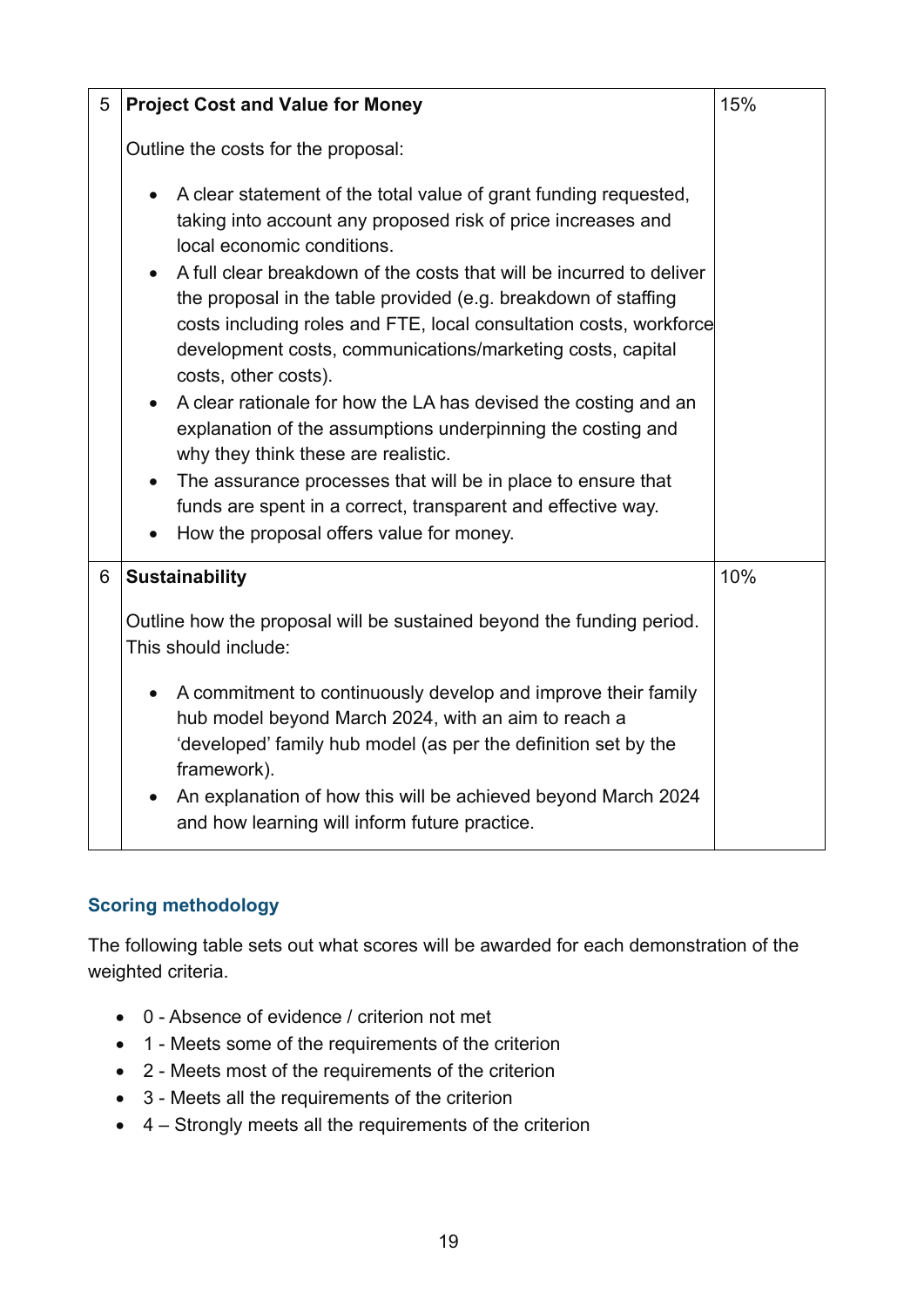| | | |
|---|---|---|
| 5 | **Project Cost and Value for Money**<br><br>Outline the costs for the proposal:<br><br>• A clear statement of the total value of grant funding requested, taking into account any proposed risk of price increases and local economic conditions.<br>• A full clear breakdown of the costs that will be incurred to deliver the proposal in the table provided (e.g. breakdown of staffing costs including roles and FTE, local consultation costs, workforce development costs, communications/marketing costs, capital costs, other costs).<br>• A clear rationale for how the LA has devised the costing and an explanation of the assumptions underpinning the costing and why they think these are realistic.<br>• The assurance processes that will be in place to ensure that funds are spent in a correct, transparent and effective way.<br>• How the proposal offers value for money. | 15% |
| 6 | **Sustainability**<br><br>Outline how the proposal will be sustained beyond the funding period. This should include:<br><br>• A commitment to continuously develop and improve their family hub model beyond March 2024, with an aim to reach a 'developed' family hub model (as per the definition set by the framework).<br>• An explanation of how this will be achieved beyond March 2024 and how learning will inform future practice. | 10% |

### Scoring methodology

The following table sets out what scores will be awarded for each demonstration of the weighted criteria.

- 0 - Absence of evidence / criterion not met
- 1 - Meets some of the requirements of the criterion
- 2 - Meets most of the requirements of the criterion
- 3 - Meets all the requirements of the criterion
- 4 – Strongly meets all the requirements of the criterion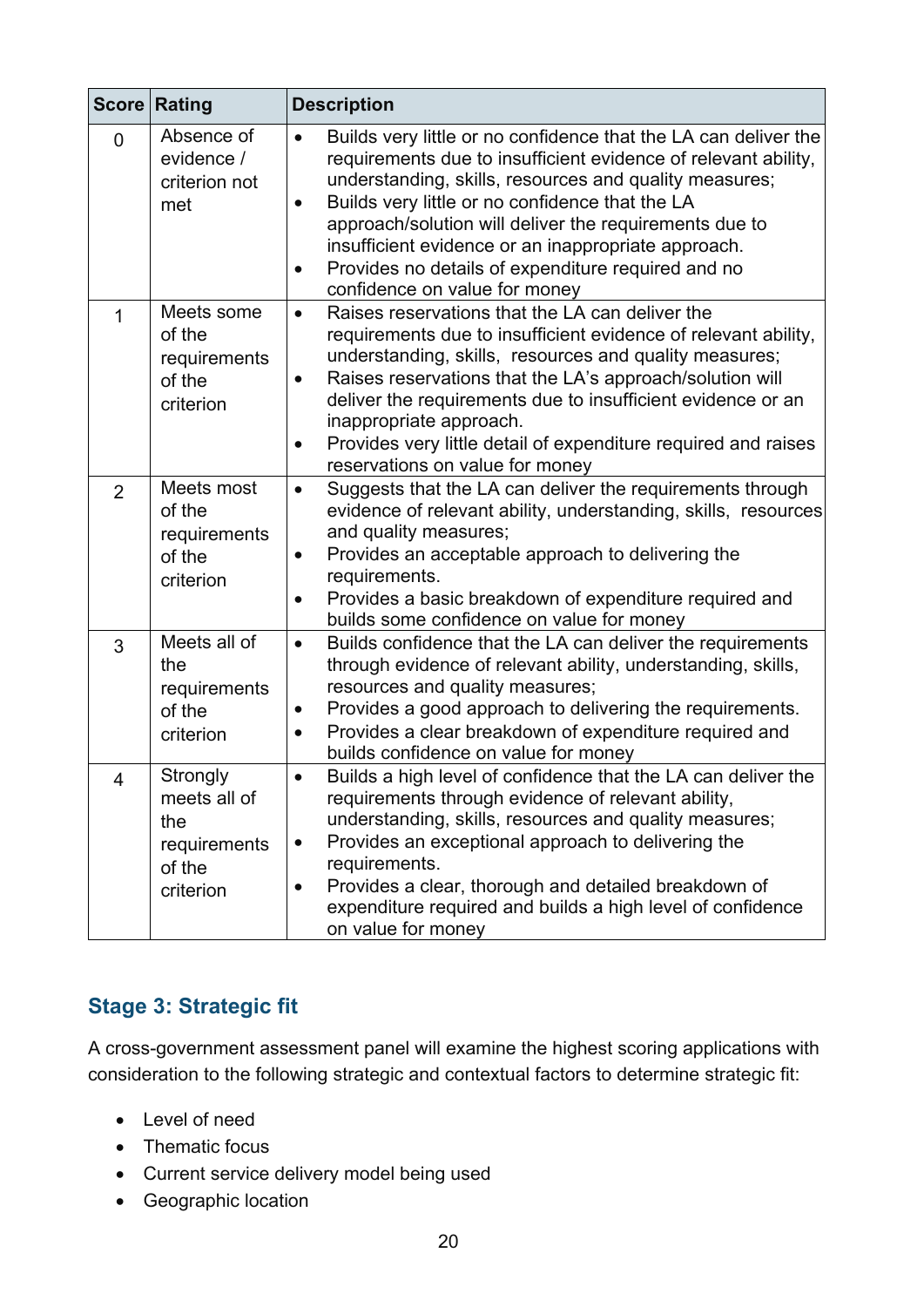| Score | Rating | Description |
|---|---|---|
| 0 | Absence of evidence / criterion not met | • Builds very little or no confidence that the LA can deliver the requirements due to insufficient evidence of relevant ability, understanding, skills, resources and quality measures;<br>• Builds very little or no confidence that the LA approach/solution will deliver the requirements due to insufficient evidence or an inappropriate approach.<br>• Provides no details of expenditure required and no confidence on value for money |
| 1 | Meets some of the requirements of the criterion | • Raises reservations that the LA can deliver the requirements due to insufficient evidence of relevant ability, understanding, skills, resources and quality measures;<br>• Raises reservations that the LA's approach/solution will deliver the requirements due to insufficient evidence or an inappropriate approach.<br>• Provides very little detail of expenditure required and raises reservations on value for money |
| 2 | Meets most of the requirements of the criterion | • Suggests that the LA can deliver the requirements through evidence of relevant ability, understanding, skills, resources and quality measures;<br>• Provides an acceptable approach to delivering the requirements.<br>• Provides a basic breakdown of expenditure required and builds some confidence on value for money |
| 3 | Meets all of the requirements of the criterion | • Builds confidence that the LA can deliver the requirements through evidence of relevant ability, understanding, skills, resources and quality measures;<br>• Provides a good approach to delivering the requirements.<br>• Provides a clear breakdown of expenditure required and builds confidence on value for money |
| 4 | Strongly meets all of the requirements of the criterion | • Builds a high level of confidence that the LA can deliver the requirements through evidence of relevant ability, understanding, skills, resources and quality measures;<br>• Provides an exceptional approach to delivering the requirements.<br>• Provides a clear, thorough and detailed breakdown of expenditure required and builds a high level of confidence on value for money |

### Stage 3: Strategic fit

A cross-government assessment panel will examine the highest scoring applications with consideration to the following strategic and contextual factors to determine strategic fit:

- Level of need
- Thematic focus
- Current service delivery model being used
- Geographic location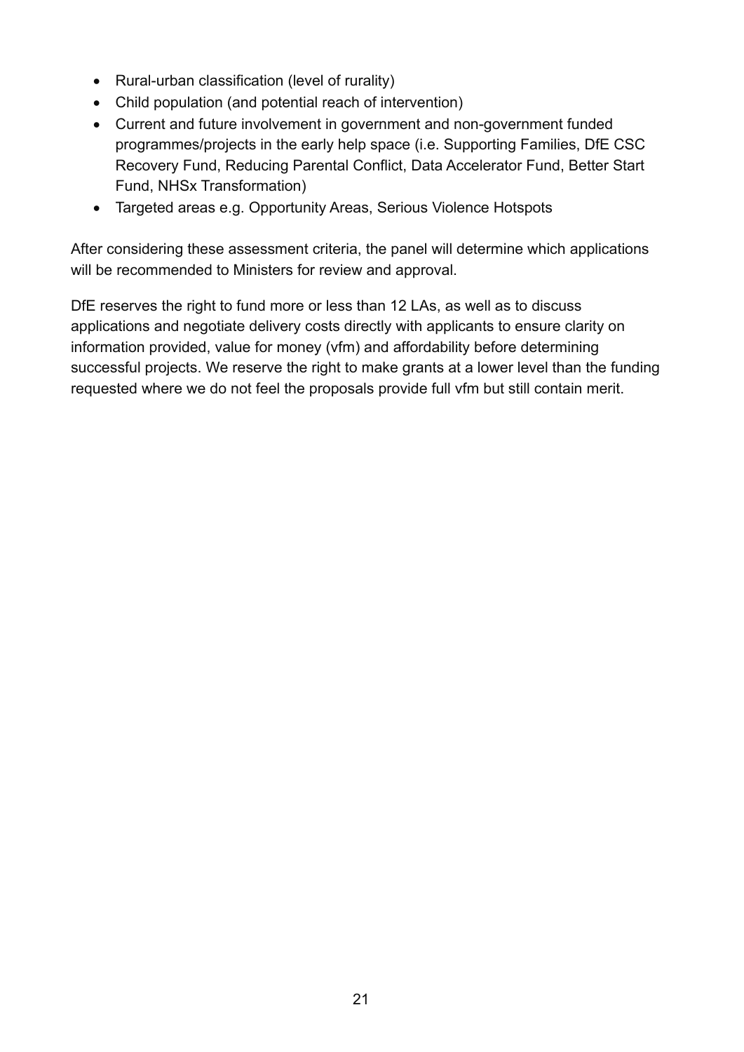- Rural-urban classification (level of rurality)
- Child population (and potential reach of intervention)
- Current and future involvement in government and non-government funded programmes/projects in the early help space (i.e. Supporting Families, DfE CSC Recovery Fund, Reducing Parental Conflict, Data Accelerator Fund, Better Start Fund, NHSx Transformation)
- Targeted areas e.g. Opportunity Areas, Serious Violence Hotspots

After considering these assessment criteria, the panel will determine which applications will be recommended to Ministers for review and approval.

DfE reserves the right to fund more or less than 12 LAs, as well as to discuss applications and negotiate delivery costs directly with applicants to ensure clarity on information provided, value for money (vfm) and affordability before determining successful projects. We reserve the right to make grants at a lower level than the funding requested where we do not feel the proposals provide full vfm but still contain merit.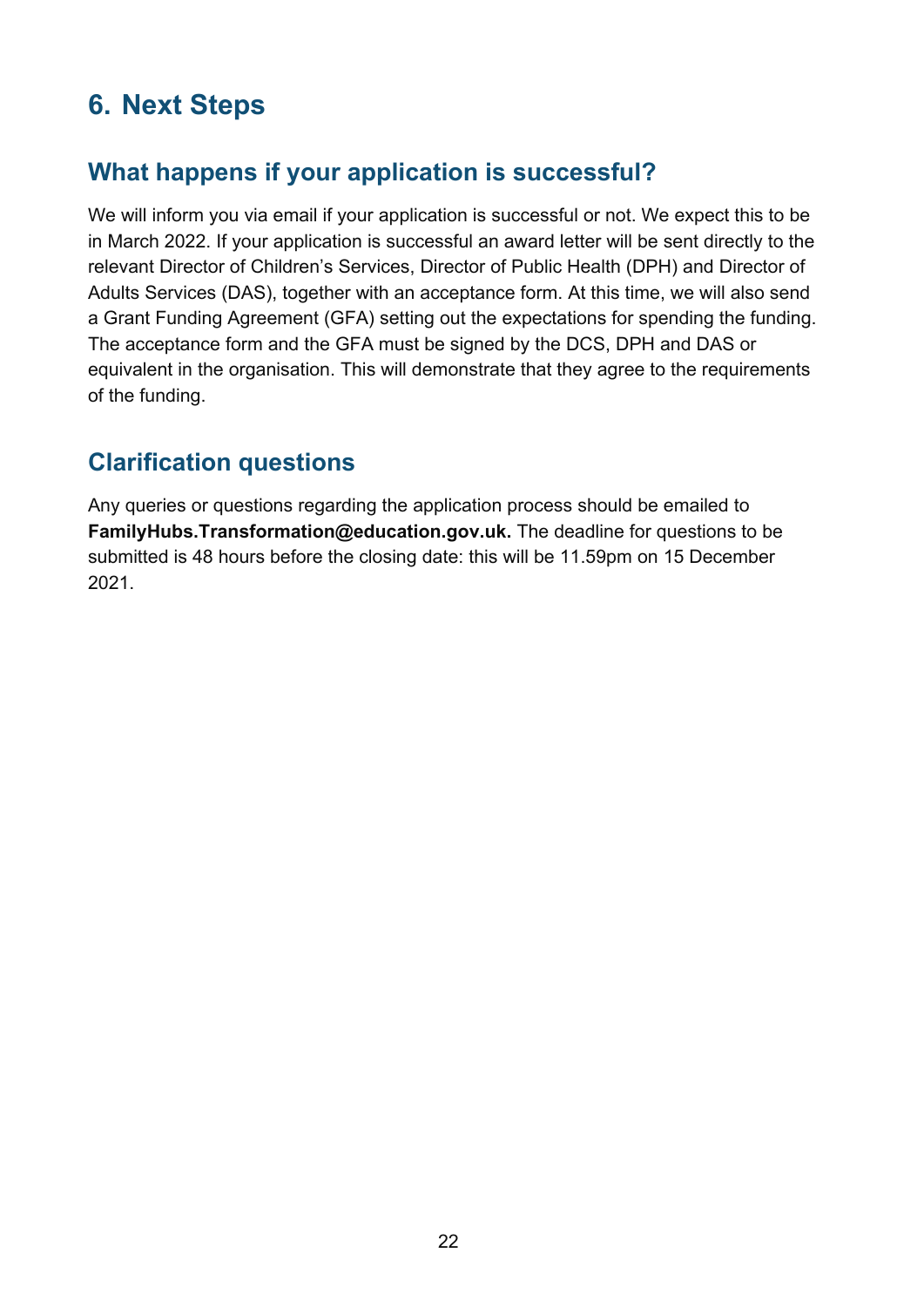# 6. Next Steps

## What happens if your application is successful?

We will inform you via email if your application is successful or not. We expect this to be in March 2022. If your application is successful an award letter will be sent directly to the relevant Director of Children's Services, Director of Public Health (DPH) and Director of Adults Services (DAS), together with an acceptance form. At this time, we will also send a Grant Funding Agreement (GFA) setting out the expectations for spending the funding. The acceptance form and the GFA must be signed by the DCS, DPH and DAS or equivalent in the organisation. This will demonstrate that they agree to the requirements of the funding.

## Clarification questions

Any queries or questions regarding the application process should be emailed to **FamilyHubs.Transformation@education.gov.uk.** The deadline for questions to be submitted is 48 hours before the closing date: this will be 11.59pm on 15 December 2021.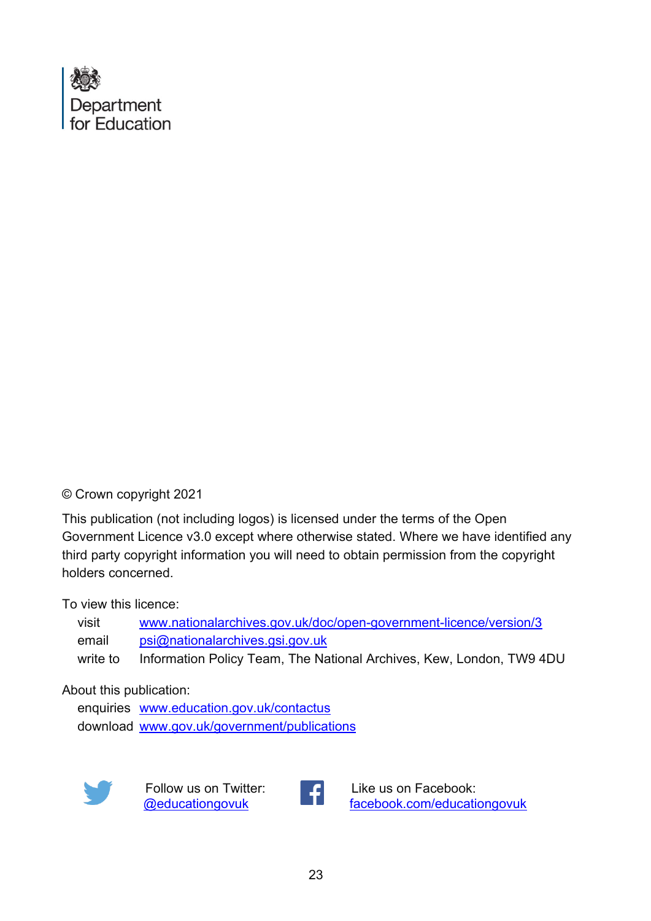Department for Education

© Crown copyright 2021

This publication (not including logos) is licensed under the terms of the Open Government Licence v3.0 except where otherwise stated. Where we have identified any third party copyright information you will need to obtain permission from the copyright holders concerned.

To view this licence:

visit [www.nationalarchives.gov.uk/doc/open-government-licence/version/3](http://www.nationalarchives.gov.uk/doc/open-government-licence/version/3)
email [psi@nationalarchives.gsi.gov.uk](mailto:psi@nationalarchives.gsi.gov.uk)
write to Information Policy Team, The National Archives, Kew, London, TW9 4DU

About this publication:

enquiries [www.education.gov.uk/contactus](http://www.education.gov.uk/contactus)
download [www.gov.uk/government/publications](http://www.gov.uk/government/publications)

Follow us on Twitter: [@educationgovuk](http://twitter.com/educationgovuk)

Like us on Facebook: [facebook.com/educationgovuk](http://www.facebook.com/educationgovuk)